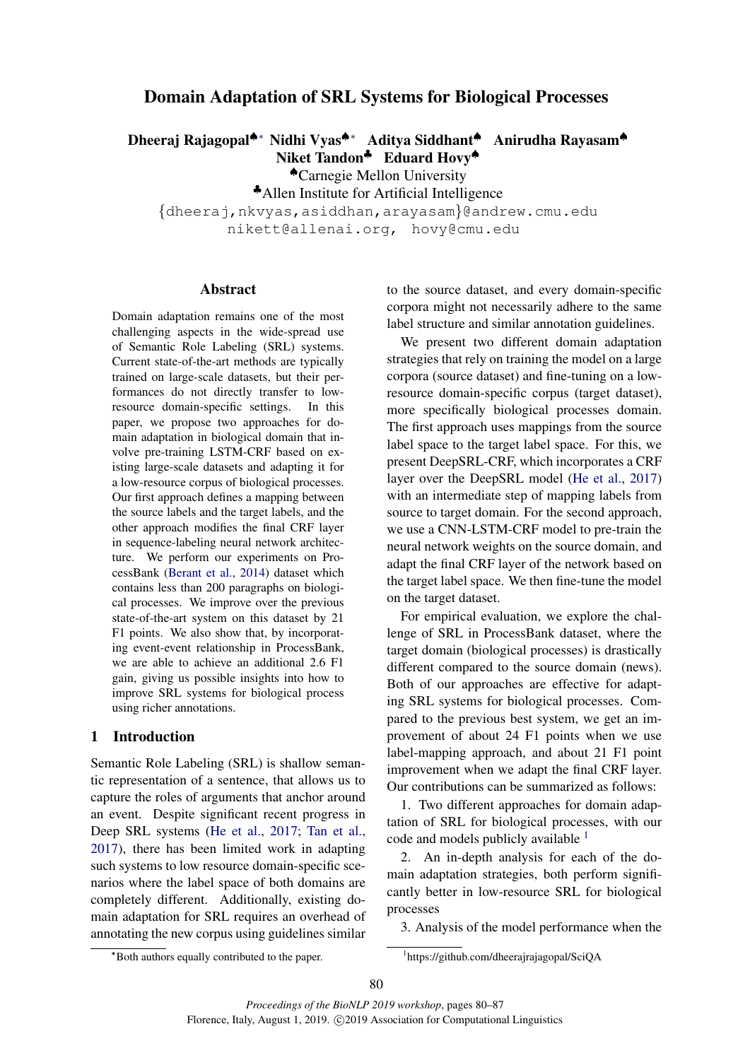# Domain Adaptation of SRL Systems for Biological Processes

**Dheeraj Rajagopal**[♠*] **Nidhi Vyas**[♠*] **Aditya Siddhant**[♠] **Anirudha Rayasam**[♠]
**Niket Tandon**[♣] **Eduard Hovy**[♠]

[♠]Carnegie Mellon University

[♣]Allen Institute for Artificial Intelligence

{dheeraj,nkvyas,asiddhan,arayasam}@andrew.cmu.edu
nikett@allenai.org, hovy@cmu.edu

## Abstract

Domain adaptation remains one of the most challenging aspects in the wide-spread use of Semantic Role Labeling (SRL) systems. Current state-of-the-art methods are typically trained on large-scale datasets, but their performances do not directly transfer to low-resource domain-specific settings. In this paper, we propose two approaches for domain adaptation in biological domain that involve pre-training LSTM-CRF based on existing large-scale datasets and adapting it for a low-resource corpus of biological processes. Our first approach defines a mapping between the source labels and the target labels, and the other approach modifies the final CRF layer in sequence-labeling neural network architecture. We perform our experiments on ProcessBank (Berant et al., 2014) dataset which contains less than 200 paragraphs on biological processes. We improve over the previous state-of-the-art system on this dataset by 21 F1 points. We also show that, by incorporating event-event relationship in ProcessBank, we are able to achieve an additional 2.6 F1 gain, giving us possible insights into how to improve SRL systems for biological process using richer annotations.

## 1 Introduction

Semantic Role Labeling (SRL) is shallow semantic representation of a sentence, that allows us to capture the roles of arguments that anchor around an event. Despite significant recent progress in Deep SRL systems (He et al., 2017; Tan et al., 2017), there has been limited work in adapting such systems to low resource domain-specific scenarios where the label space of both domains are completely different. Additionally, existing domain adaptation for SRL requires an overhead of annotating the new corpus using guidelines similar to the source dataset, and every domain-specific corpora might not necessarily adhere to the same label structure and similar annotation guidelines.

We present two different domain adaptation strategies that rely on training the model on a large corpora (source dataset) and fine-tuning on a low-resource domain-specific corpus (target dataset), more specifically biological processes domain. The first approach uses mappings from the source label space to the target label space. For this, we present DeepSRL-CRF, which incorporates a CRF layer over the DeepSRL model (He et al., 2017) with an intermediate step of mapping labels from source to target domain. For the second approach, we use a CNN-LSTM-CRF model to pre-train the neural network weights on the source domain, and adapt the final CRF layer of the network based on the target label space. We then fine-tune the model on the target dataset.

For empirical evaluation, we explore the challenge of SRL in ProcessBank dataset, where the target domain (biological processes) is drastically different compared to the source domain (news). Both of our approaches are effective for adapting SRL systems for biological processes. Compared to the previous best system, we get an improvement of about 24 F1 points when we use label-mapping approach, and about 21 F1 point improvement when we adapt the final CRF layer. Our contributions can be summarized as follows:

1. Two different approaches for domain adaptation of SRL for biological processes, with our code and models publicly available [1]

2. An in-depth analysis for each of the domain adaptation strategies, both perform significantly better in low-resource SRL for biological processes

3. Analysis of the model performance when the

---

*Both authors equally contributed to the paper.

[1]https://github.com/dheerajrajagopal/SciQA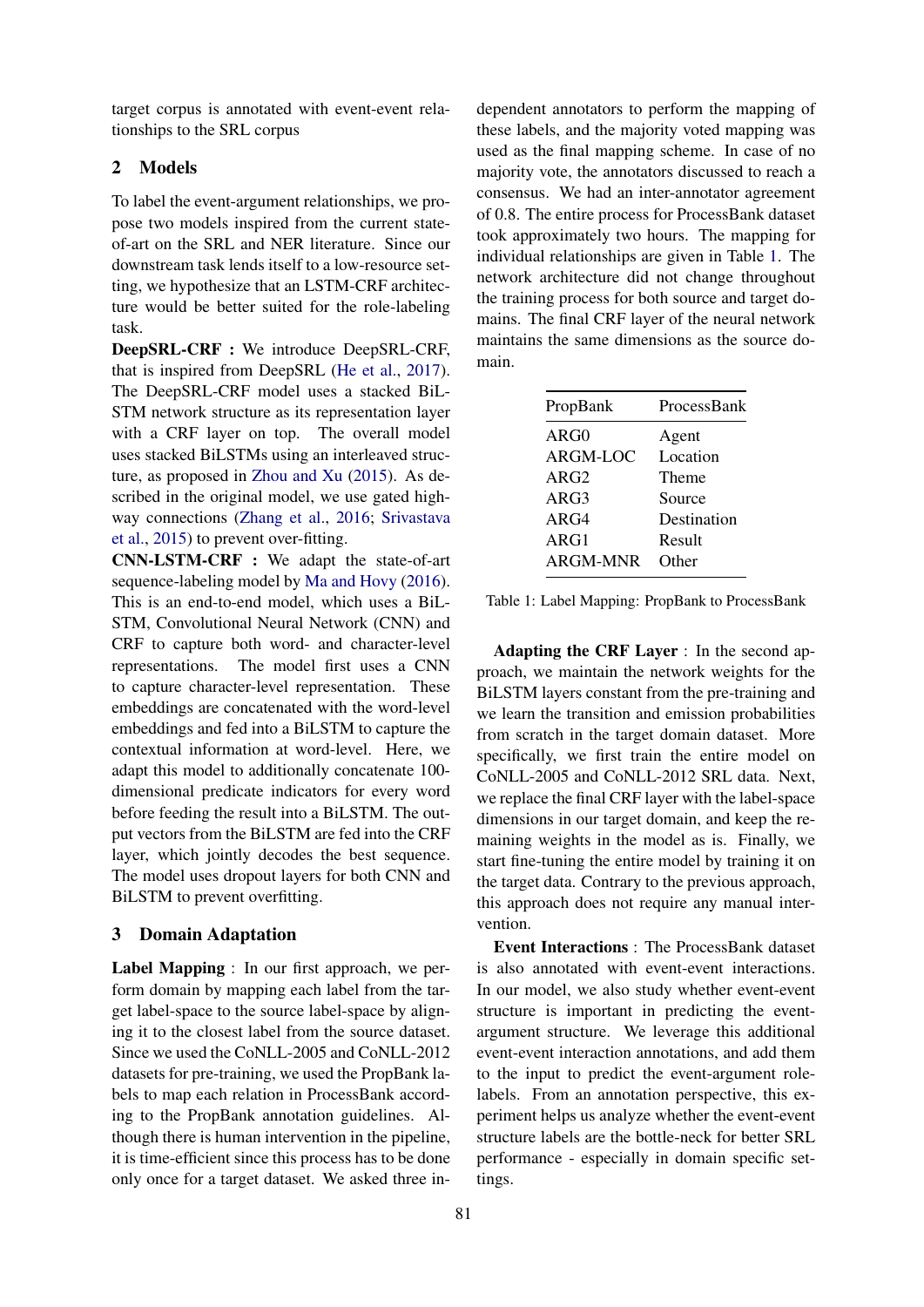target corpus is annotated with event-event relationships to the SRL corpus

## 2 Models

To label the event-argument relationships, we propose two models inspired from the current state-of-art on the SRL and NER literature. Since our downstream task lends itself to a low-resource setting, we hypothesize that an LSTM-CRF architecture would be better suited for the role-labeling task.

**DeepSRL-CRF :** We introduce DeepSRL-CRF, that is inspired from DeepSRL (He et al., 2017). The DeepSRL-CRF model uses a stacked BiLSTM network structure as its representation layer with a CRF layer on top. The overall model uses stacked BiLSTMs using an interleaved structure, as proposed in Zhou and Xu (2015). As described in the original model, we use gated highway connections (Zhang et al., 2016; Srivastava et al., 2015) to prevent over-fitting.

**CNN-LSTM-CRF :** We adapt the state-of-art sequence-labeling model by Ma and Hovy (2016). This is an end-to-end model, which uses a BiLSTM, Convolutional Neural Network (CNN) and CRF to capture both word- and character-level representations. The model first uses a CNN to capture character-level representation. These embeddings are concatenated with the word-level embeddings and fed into a BiLSTM to capture the contextual information at word-level. Here, we adapt this model to additionally concatenate 100-dimensional predicate indicators for every word before feeding the result into a BiLSTM. The output vectors from the BiLSTM are fed into the CRF layer, which jointly decodes the best sequence. The model uses dropout layers for both CNN and BiLSTM to prevent overfitting.

## 3 Domain Adaptation

**Label Mapping** : In our first approach, we perform domain by mapping each label from the target label-space to the source label-space by aligning it to the closest label from the source dataset. Since we used the CoNLL-2005 and CoNLL-2012 datasets for pre-training, we used the PropBank labels to map each relation in ProcessBank according to the PropBank annotation guidelines. Although there is human intervention in the pipeline, it is time-efficient since this process has to be done only once for a target dataset. We asked three independent annotators to perform the mapping of these labels, and the majority voted mapping was used as the final mapping scheme. In case of no majority vote, the annotators discussed to reach a consensus. We had an inter-annotator agreement of 0.8. The entire process for ProcessBank dataset took approximately two hours. The mapping for individual relationships are given in Table 1. The network architecture did not change throughout the training process for both source and target domains. The final CRF layer of the neural network maintains the same dimensions as the source domain.

| PropBank | ProcessBank |
|---|---|
| ARG0 | Agent |
| ARGM-LOC | Location |
| ARG2 | Theme |
| ARG3 | Source |
| ARG4 | Destination |
| ARG1 | Result |
| ARGM-MNR | Other |

Table 1: Label Mapping: PropBank to ProcessBank

**Adapting the CRF Layer** : In the second approach, we maintain the network weights for the BiLSTM layers constant from the pre-training and we learn the transition and emission probabilities from scratch in the target domain dataset. More specifically, we first train the entire model on CoNLL-2005 and CoNLL-2012 SRL data. Next, we replace the final CRF layer with the label-space dimensions in our target domain, and keep the remaining weights in the model as is. Finally, we start fine-tuning the entire model by training it on the target data. Contrary to the previous approach, this approach does not require any manual intervention.

**Event Interactions** : The ProcessBank dataset is also annotated with event-event interactions. In our model, we also study whether event-event structure is important in predicting the event-argument structure. We leverage this additional event-event interaction annotations, and add them to the input to predict the event-argument role-labels. From an annotation perspective, this experiment helps us analyze whether the event-event structure labels are the bottle-neck for better SRL performance - especially in domain specific settings.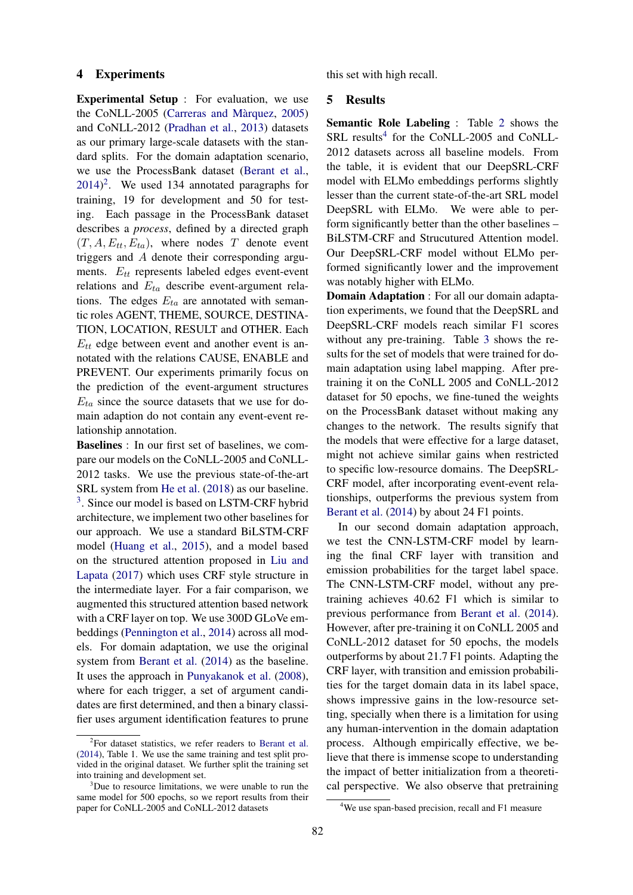## 4 Experiments

**Experimental Setup** : For evaluation, we use the CoNLL-2005 (Carreras and Màrquez, 2005) and CoNLL-2012 (Pradhan et al., 2013) datasets as our primary large-scale datasets with the standard splits. For the domain adaptation scenario, we use the ProcessBank dataset (Berant et al., 2014)[2]. We used 134 annotated paragraphs for training, 19 for development and 50 for testing. Each passage in the ProcessBank dataset describes a *process*, defined by a directed graph $(T, A, E_{tt}, E_{ta})$, where nodes $T$ denote event triggers and $A$ denote their corresponding arguments. $E_{tt}$ represents labeled edges event-event relations and $E_{ta}$ describe event-argument relations. The edges $E_{ta}$ are annotated with semantic roles AGENT, THEME, SOURCE, DESTINATION, LOCATION, RESULT and OTHER. Each $E_{tt}$ edge between event and another event is annotated with the relations CAUSE, ENABLE and PREVENT. Our experiments primarily focus on the prediction of the event-argument structures $E_{ta}$ since the source datasets that we use for domain adaption do not contain any event-event relationship annotation.

**Baselines** : In our first set of baselines, we compare our models on the CoNLL-2005 and CoNLL-2012 tasks. We use the previous state-of-the-art SRL system from He et al. (2018) as our baseline. [3]. Since our model is based on LSTM-CRF hybrid architecture, we implement two other baselines for our approach. We use a standard BiLSTM-CRF model (Huang et al., 2015), and a model based on the structured attention proposed in Liu and Lapata (2017) which uses CRF style structure in the intermediate layer. For a fair comparison, we augmented this structured attention based network with a CRF layer on top. We use 300D GLoVe embeddings (Pennington et al., 2014) across all models. For domain adaptation, we use the original system from Berant et al. (2014) as the baseline. It uses the approach in Punyakanok et al. (2008), where for each trigger, a set of argument candidates are first determined, and then a binary classifier uses argument identification features to prune this set with high recall.

## 5 Results

**Semantic Role Labeling** : Table 2 shows the SRL results[4] for the CoNLL-2005 and CoNLL-2012 datasets across all baseline models. From the table, it is evident that our DeepSRL-CRF model with ELMo embeddings performs slightly lesser than the current state-of-the-art SRL model DeepSRL with ELMo. We were able to perform significantly better than the other baselines – BiLSTM-CRF and Strucutured Attention model. Our DeepSRL-CRF model without ELMo performed significantly lower and the improvement was notably higher with ELMo.

**Domain Adaptation** : For all our domain adaptation experiments, we found that the DeepSRL and DeepSRL-CRF models reach similar F1 scores without any pre-training. Table 3 shows the results for the set of models that were trained for domain adaptation using label mapping. After pretraining it on the CoNLL 2005 and CoNLL-2012 dataset for 50 epochs, we fine-tuned the weights on the ProcessBank dataset without making any changes to the network. The results signify that the models that were effective for a large dataset, might not achieve similar gains when restricted to specific low-resource domains. The DeepSRL-CRF model, after incorporating event-event relationships, outperforms the previous system from Berant et al. (2014) by about 24 F1 points.

In our second domain adaptation approach, we test the CNN-LSTM-CRF model by learning the final CRF layer with transition and emission probabilities for the target label space. The CNN-LSTM-CRF model, without any pretraining achieves 40.62 F1 which is similar to previous performance from Berant et al. (2014). However, after pre-training it on CoNLL 2005 and CoNLL-2012 dataset for 50 epochs, the models outperforms by about 21.7 F1 points. Adapting the CRF layer, with transition and emission probabilities for the target domain data in its label space, shows impressive gains in the low-resource setting, specially when there is a limitation for using any human-intervention in the domain adaptation process. Although empirically effective, we believe that there is immense scope to understanding the impact of better initialization from a theoretical perspective. We also observe that pretraining

[2] For dataset statistics, we refer readers to Berant et al. (2014), Table 1. We use the same training and test split provided in the original dataset. We further split the training set into training and development set.

[3] Due to resource limitations, we were unable to run the same model for 500 epochs, so we report results from their paper for CoNLL-2005 and CoNLL-2012 datasets

[4] We use span-based precision, recall and F1 measure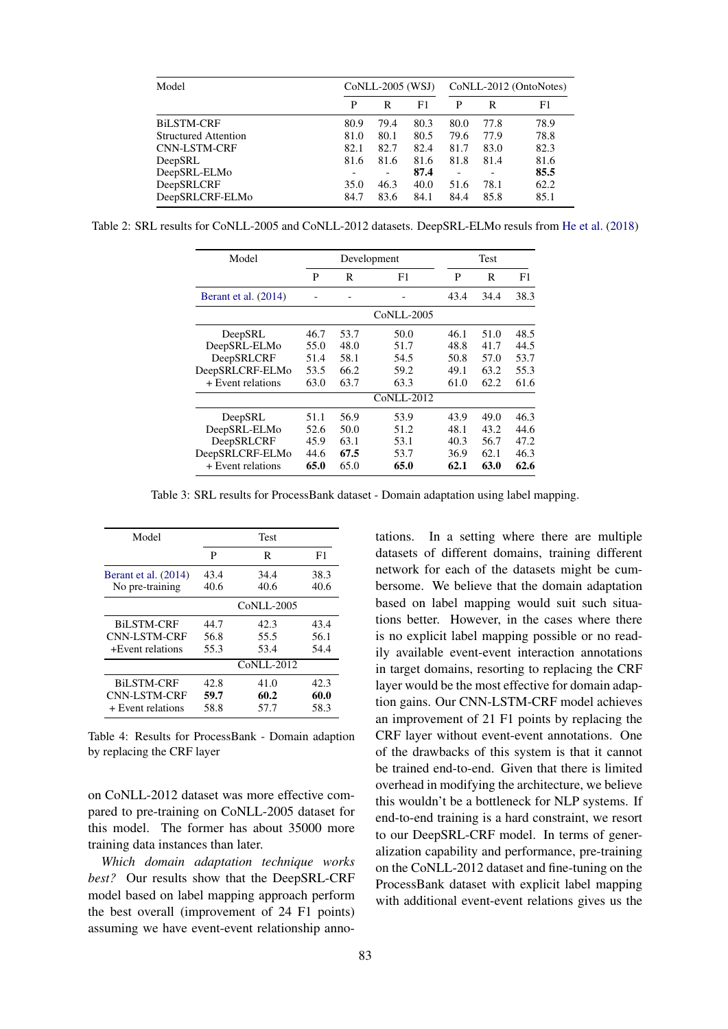| Model | CoNLL-2005 (WSJ) | | | CoNLL-2012 (OntoNotes) | | |
|---|---|---|---|---|---|---|
| | P | R | F1 | P | R | F1 |
| BiLSTM-CRF | 80.9 | 79.4 | 80.3 | 80.0 | 77.8 | 78.9 |
| Structured Attention | 81.0 | 80.1 | 80.5 | 79.6 | 77.9 | 78.8 |
| CNN-LSTM-CRF | 82.1 | 82.7 | 82.4 | 81.7 | 83.0 | 82.3 |
| DeepSRL | 81.6 | 81.6 | 81.6 | 81.8 | 81.4 | 81.6 |
| DeepSRL-ELMo | - | - | **87.4** | - | - | **85.5** |
| DeepSRLCRF | 35.0 | 46.3 | 40.0 | 51.6 | 78.1 | 62.2 |
| DeepSRLCRF-ELMo | 84.7 | 83.6 | 84.1 | 84.4 | 85.8 | 85.1 |

Table 2: SRL results for CoNLL-2005 and CoNLL-2012 datasets. DeepSRL-ELMo resuls from He et al. (2018)

| Model | Development | | | Test | | |
|---|---|---|---|---|---|---|
| | P | R | F1 | P | R | F1 |
| Berant et al. (2014) | - | - | - | 43.4 | 34.4 | 38.3 |
| | | | CoNLL-2005 | | | |
| DeepSRL | 46.7 | 53.7 | 50.0 | 46.1 | 51.0 | 48.5 |
| DeepSRL-ELMo | 55.0 | 48.0 | 51.7 | 48.8 | 41.7 | 44.5 |
| DeepSRLCRF | 51.4 | 58.1 | 54.5 | 50.8 | 57.0 | 53.7 |
| DeepSRLCRF-ELMo | 53.5 | 66.2 | 59.2 | 49.1 | 63.2 | 55.3 |
| + Event relations | 63.0 | 63.7 | 63.3 | 61.0 | 62.2 | 61.6 |
| | | | CoNLL-2012 | | | |
| DeepSRL | 51.1 | 56.9 | 53.9 | 43.9 | 49.0 | 46.3 |
| DeepSRL-ELMo | 52.6 | 50.0 | 51.2 | 48.1 | 43.2 | 44.6 |
| DeepSRLCRF | 45.9 | 63.1 | 53.1 | 40.3 | 56.7 | 47.2 |
| DeepSRLCRF-ELMo | 44.6 | **67.5** | 53.7 | 36.9 | 62.1 | 46.3 |
| + Event relations | **65.0** | 65.0 | **65.0** | **62.1** | **63.0** | **62.6** |

Table 3: SRL results for ProcessBank dataset - Domain adaptation using label mapping.

| Model | Test | | |
|---|---|---|---|
| | P | R | F1 |
| Berant et al. (2014) | 43.4 | 34.4 | 38.3 |
| No pre-training | 40.6 | 40.6 | 40.6 |
| | | CoNLL-2005 | |
| BiLSTM-CRF | 44.7 | 42.3 | 43.4 |
| CNN-LSTM-CRF | 56.8 | 55.5 | 56.1 |
| +Event relations | 55.3 | 53.4 | 54.4 |
| | | CoNLL-2012 | |
| BiLSTM-CRF | 42.8 | 41.0 | 42.3 |
| CNN-LSTM-CRF | **59.7** | **60.2** | **60.0** |
| + Event relations | 58.8 | 57.7 | 58.3 |

Table 4: Results for ProcessBank - Domain adaption by replacing the CRF layer

on CoNLL-2012 dataset was more effective compared to pre-training on CoNLL-2005 dataset for this model. The former has about 35000 more training data instances than later.

*Which domain adaptation technique works best?* Our results show that the DeepSRL-CRF model based on label mapping approach perform the best overall (improvement of 24 F1 points) assuming we have event-event relationship annotations. In a setting where there are multiple datasets of different domains, training different network for each of the datasets might be cumbersome. We believe that the domain adaptation based on label mapping would suit such situations better. However, in the cases where there is no explicit label mapping possible or no readily available event-event interaction annotations in target domains, resorting to replacing the CRF layer would be the most effective for domain adaptation gains. Our CNN-LSTM-CRF model achieves an improvement of 21 F1 points by replacing the CRF layer without event-event annotations. One of the drawbacks of this system is that it cannot be trained end-to-end. Given that there is limited overhead in modifying the architecture, we believe this wouldn't be a bottleneck for NLP systems. If end-to-end training is a hard constraint, we resort to our DeepSRL-CRF model. In terms of generalization capability and performance, pre-training on the CoNLL-2012 dataset and fine-tuning on the ProcessBank dataset with explicit label mapping with additional event-event relations gives us the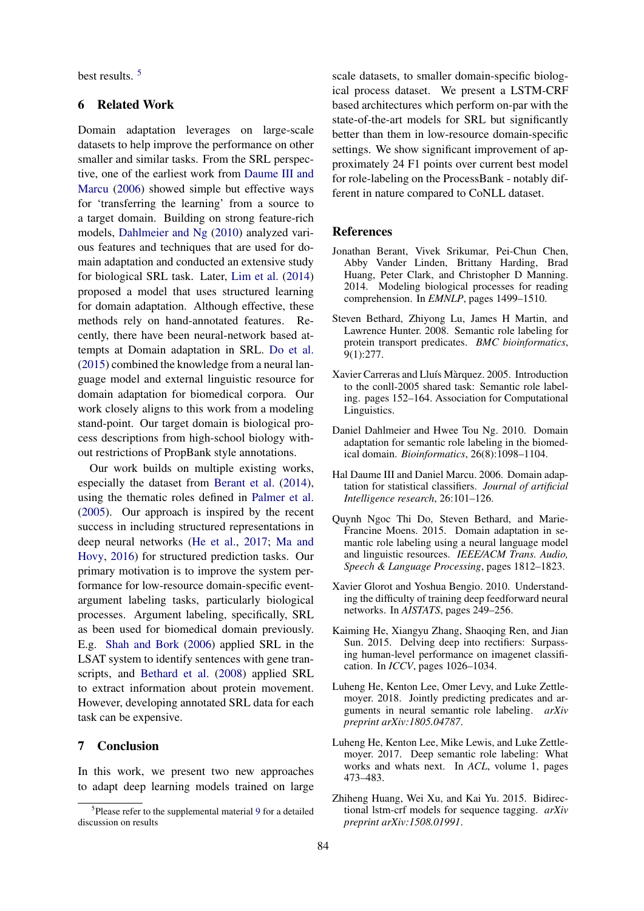best results. [5]

## 6 Related Work

Domain adaptation leverages on large-scale datasets to help improve the performance on other smaller and similar tasks. From the SRL perspective, one of the earliest work from Daume III and Marcu (2006) showed simple but effective ways for 'transferring the learning' from a source to a target domain. Building on strong feature-rich models, Dahlmeier and Ng (2010) analyzed various features and techniques that are used for domain adaptation and conducted an extensive study for biological SRL task. Later, Lim et al. (2014) proposed a model that uses structured learning for domain adaptation. Although effective, these methods rely on hand-annotated features. Recently, there have been neural-network based attempts at Domain adaptation in SRL. Do et al. (2015) combined the knowledge from a neural language model and external linguistic resource for domain adaptation for biomedical corpora. Our work closely aligns to this work from a modeling stand-point. Our target domain is biological process descriptions from high-school biology without restrictions of PropBank style annotations.

Our work builds on multiple existing works, especially the dataset from Berant et al. (2014), using the thematic roles defined in Palmer et al. (2005). Our approach is inspired by the recent success in including structured representations in deep neural networks (He et al., 2017; Ma and Hovy, 2016) for structured prediction tasks. Our primary motivation is to improve the system performance for low-resource domain-specific event-argument labeling tasks, particularly biological processes. Argument labeling, specifically, SRL as been used for biomedical domain previously. E.g. Shah and Bork (2006) applied SRL in the LSAT system to identify sentences with gene transcripts, and Bethard et al. (2008) applied SRL to extract information about protein movement. However, developing annotated SRL data for each task can be expensive.

## 7 Conclusion

In this work, we present two new approaches to adapt deep learning models trained on large scale datasets, to smaller domain-specific biological process dataset. We present a LSTM-CRF based architectures which perform on-par with the state-of-the-art models for SRL but significantly better than them in low-resource domain-specific settings. We show significant improvement of approximately 24 F1 points over current best model for role-labeling on the ProcessBank - notably different in nature compared to CoNLL dataset.

[5] Please refer to the supplemental material 9 for a detailed discussion on results

## References

Jonathan Berant, Vivek Srikumar, Pei-Chun Chen, Abby Vander Linden, Brittany Harding, Brad Huang, Peter Clark, and Christopher D Manning. 2014. Modeling biological processes for reading comprehension. In *EMNLP*, pages 1499–1510.

Steven Bethard, Zhiyong Lu, James H Martin, and Lawrence Hunter. 2008. Semantic role labeling for protein transport predicates. *BMC bioinformatics*, 9(1):277.

Xavier Carreras and Lluís Màrquez. 2005. Introduction to the conll-2005 shared task: Semantic role labeling. pages 152–164. Association for Computational Linguistics.

Daniel Dahlmeier and Hwee Tou Ng. 2010. Domain adaptation for semantic role labeling in the biomedical domain. *Bioinformatics*, 26(8):1098–1104.

Hal Daume III and Daniel Marcu. 2006. Domain adaptation for statistical classifiers. *Journal of artificial Intelligence research*, 26:101–126.

Quynh Ngoc Thi Do, Steven Bethard, and Marie-Francine Moens. 2015. Domain adaptation in semantic role labeling using a neural language model and linguistic resources. *IEEE/ACM Trans. Audio, Speech & Language Processing*, pages 1812–1823.

Xavier Glorot and Yoshua Bengio. 2010. Understanding the difficulty of training deep feedforward neural networks. In *AISTATS*, pages 249–256.

Kaiming He, Xiangyu Zhang, Shaoqing Ren, and Jian Sun. 2015. Delving deep into rectifiers: Surpassing human-level performance on imagenet classification. In *ICCV*, pages 1026–1034.

Luheng He, Kenton Lee, Omer Levy, and Luke Zettlemoyer. 2018. Jointly predicting predicates and arguments in neural semantic role labeling. *arXiv preprint arXiv:1805.04787*.

Luheng He, Kenton Lee, Mike Lewis, and Luke Zettlemoyer. 2017. Deep semantic role labeling: What works and whats next. In *ACL*, volume 1, pages 473–483.

Zhiheng Huang, Wei Xu, and Kai Yu. 2015. Bidirectional lstm-crf models for sequence tagging. *arXiv preprint arXiv:1508.01991*.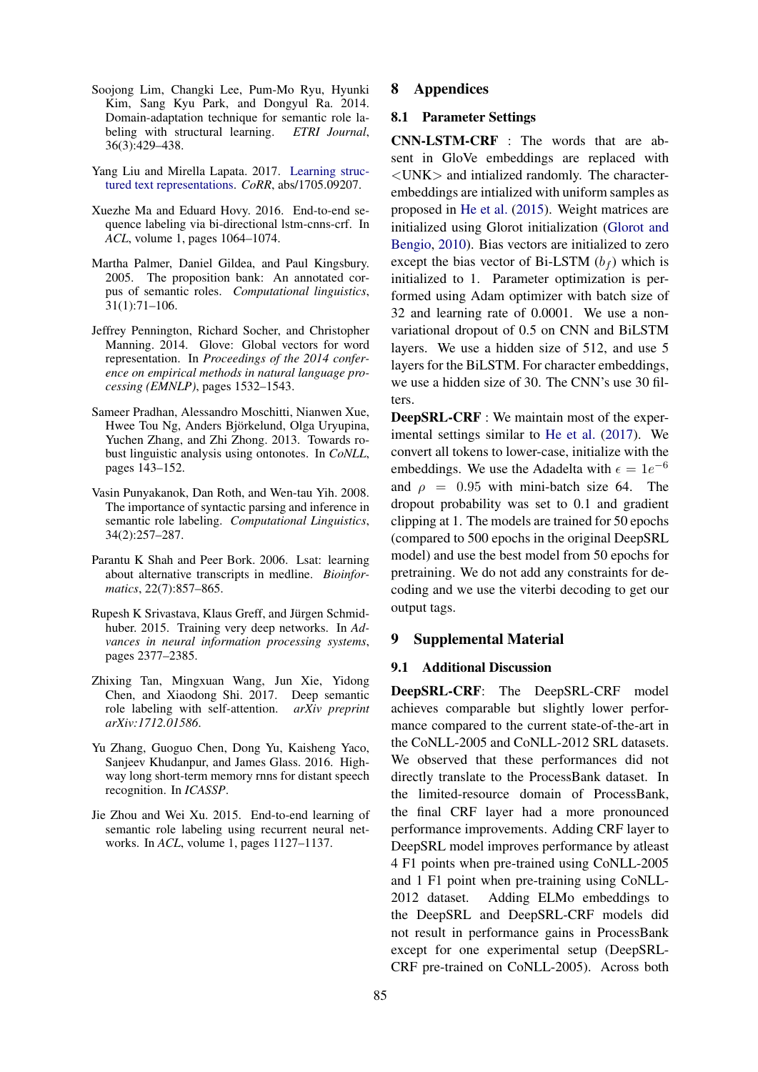Soojong Lim, Changki Lee, Pum-Mo Ryu, Hyunki Kim, Sang Kyu Park, and Dongyul Ra. 2014. Domain-adaptation technique for semantic role labeling with structural learning. *ETRI Journal*, 36(3):429–438.

Yang Liu and Mirella Lapata. 2017. Learning structured text representations. *CoRR*, abs/1705.09207.

Xuezhe Ma and Eduard Hovy. 2016. End-to-end sequence labeling via bi-directional lstm-cnns-crf. In *ACL*, volume 1, pages 1064–1074.

Martha Palmer, Daniel Gildea, and Paul Kingsbury. 2005. The proposition bank: An annotated corpus of semantic roles. *Computational linguistics*, 31(1):71–106.

Jeffrey Pennington, Richard Socher, and Christopher Manning. 2014. Glove: Global vectors for word representation. In *Proceedings of the 2014 conference on empirical methods in natural language processing (EMNLP)*, pages 1532–1543.

Sameer Pradhan, Alessandro Moschitti, Nianwen Xue, Hwee Tou Ng, Anders Björkelund, Olga Uryupina, Yuchen Zhang, and Zhi Zhong. 2013. Towards robust linguistic analysis using ontonotes. In *CoNLL*, pages 143–152.

Vasin Punyakanok, Dan Roth, and Wen-tau Yih. 2008. The importance of syntactic parsing and inference in semantic role labeling. *Computational Linguistics*, 34(2):257–287.

Parantu K Shah and Peer Bork. 2006. Lsat: learning about alternative transcripts in medline. *Bioinformatics*, 22(7):857–865.

Rupesh K Srivastava, Klaus Greff, and Jürgen Schmidhuber. 2015. Training very deep networks. In *Advances in neural information processing systems*, pages 2377–2385.

Zhixing Tan, Mingxuan Wang, Jun Xie, Yidong Chen, and Xiaodong Shi. 2017. Deep semantic role labeling with self-attention. *arXiv preprint arXiv:1712.01586*.

Yu Zhang, Guoguo Chen, Dong Yu, Kaisheng Yaco, Sanjeev Khudanpur, and James Glass. 2016. Highway long short-term memory rnns for distant speech recognition. In *ICASSP*.

Jie Zhou and Wei Xu. 2015. End-to-end learning of semantic role labeling using recurrent neural networks. In *ACL*, volume 1, pages 1127–1137.

## 8 Appendices

### 8.1 Parameter Settings

**CNN-LSTM-CRF** : The words that are absent in GloVe embeddings are replaced with <UNK> and intialized randomly. The character-embeddings are intialized with uniform samples as proposed in He et al. (2015). Weight matrices are initialized using Glorot initialization (Glorot and Bengio, 2010). Bias vectors are initialized to zero except the bias vector of Bi-LSTM ($b_f$) which is initialized to 1. Parameter optimization is performed using Adam optimizer with batch size of 32 and learning rate of 0.0001. We use a non-variational dropout of 0.5 on CNN and BiLSTM layers. We use a hidden size of 512, and use 5 layers for the BiLSTM. For character embeddings, we use a hidden size of 30. The CNN's use 30 filters.

**DeepSRL-CRF** : We maintain most of the experimental settings similar to He et al. (2017). We convert all tokens to lower-case, initialize with the embeddings. We use the Adadelta with $\epsilon = 1e^{-6}$ and $\rho = 0.95$ with mini-batch size 64. The dropout probability was set to 0.1 and gradient clipping at 1. The models are trained for 50 epochs (compared to 500 epochs in the original DeepSRL model) and use the best model from 50 epochs for pretraining. We do not add any constraints for decoding and we use the viterbi decoding to get our output tags.

## 9 Supplemental Material

### 9.1 Additional Discussion

**DeepSRL-CRF**: The DeepSRL-CRF model achieves comparable but slightly lower performance compared to the current state-of-the-art in the CoNLL-2005 and CoNLL-2012 SRL datasets. We observed that these performances did not directly translate to the ProcessBank dataset. In the limited-resource domain of ProcessBank, the final CRF layer had a more pronounced performance improvements. Adding CRF layer to DeepSRL model improves performance by atleast 4 F1 points when pre-trained using CoNLL-2005 and 1 F1 point when pre-training using CoNLL-2012 dataset. Adding ELMo embeddings to the DeepSRL and DeepSRL-CRF models did not result in performance gains in ProcessBank except for one experimental setup (DeepSRL-CRF pre-trained on CoNLL-2005). Across both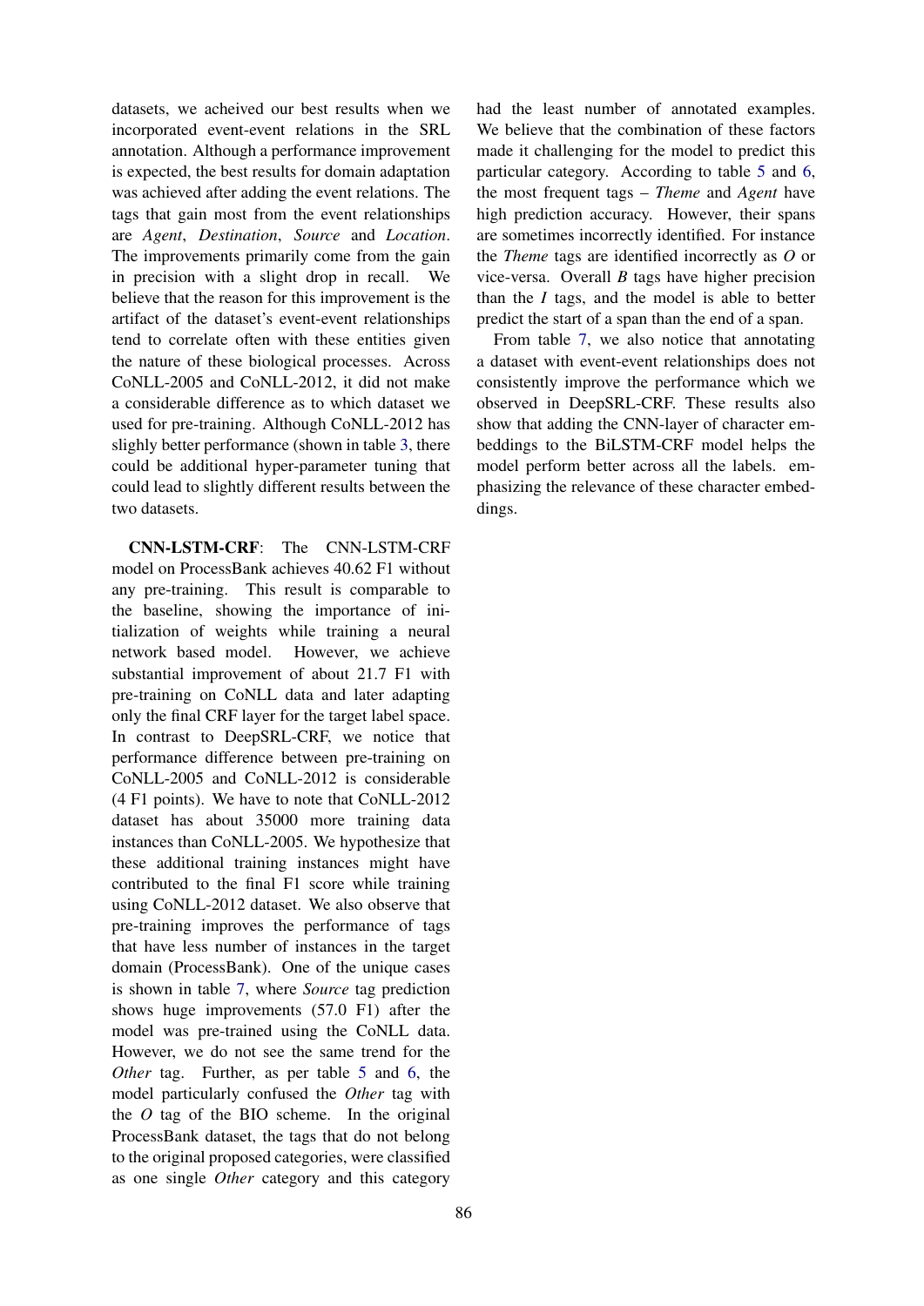datasets, we acheived our best results when we incorporated event-event relations in the SRL annotation. Although a performance improvement is expected, the best results for domain adaptation was achieved after adding the event relations. The tags that gain most from the event relationships are *Agent*, *Destination*, *Source* and *Location*. The improvements primarily come from the gain in precision with a slight drop in recall. We believe that the reason for this improvement is the artifact of the dataset's event-event relationships tend to correlate often with these entities given the nature of these biological processes. Across CoNLL-2005 and CoNLL-2012, it did not make a considerable difference as to which dataset we used for pre-training. Although CoNLL-2012 has slighly better performance (shown in table 3, there could be additional hyper-parameter tuning that could lead to slightly different results between the two datasets.

**CNN-LSTM-CRF**: The CNN-LSTM-CRF model on ProcessBank achieves 40.62 F1 without any pre-training. This result is comparable to the baseline, showing the importance of initialization of weights while training a neural network based model. However, we achieve substantial improvement of about 21.7 F1 with pre-training on CoNLL data and later adapting only the final CRF layer for the target label space. In contrast to DeepSRL-CRF, we notice that performance difference between pre-training on CoNLL-2005 and CoNLL-2012 is considerable (4 F1 points). We have to note that CoNLL-2012 dataset has about 35000 more training data instances than CoNLL-2005. We hypothesize that these additional training instances might have contributed to the final F1 score while training using CoNLL-2012 dataset. We also observe that pre-training improves the performance of tags that have less number of instances in the target domain (ProcessBank). One of the unique cases is shown in table 7, where *Source* tag prediction shows huge improvements (57.0 F1) after the model was pre-trained using the CoNLL data. However, we do not see the same trend for the *Other* tag. Further, as per table 5 and 6, the model particularly confused the *Other* tag with the *O* tag of the BIO scheme. In the original ProcessBank dataset, the tags that do not belong to the original proposed categories, were classified as one single *Other* category and this category had the least number of annotated examples. We believe that the combination of these factors made it challenging for the model to predict this particular category. According to table 5 and 6, the most frequent tags – *Theme* and *Agent* have high prediction accuracy. However, their spans are sometimes incorrectly identified. For instance the *Theme* tags are identified incorrectly as *O* or vice-versa. Overall *B* tags have higher precision than the *I* tags, and the model is able to better predict the start of a span than the end of a span.

From table 7, we also notice that annotating a dataset with event-event relationships does not consistently improve the performance which we observed in DeepSRL-CRF. These results also show that adding the CNN-layer of character embeddings to the BiLSTM-CRF model helps the model perform better across all the labels. emphasizing the relevance of these character embeddings.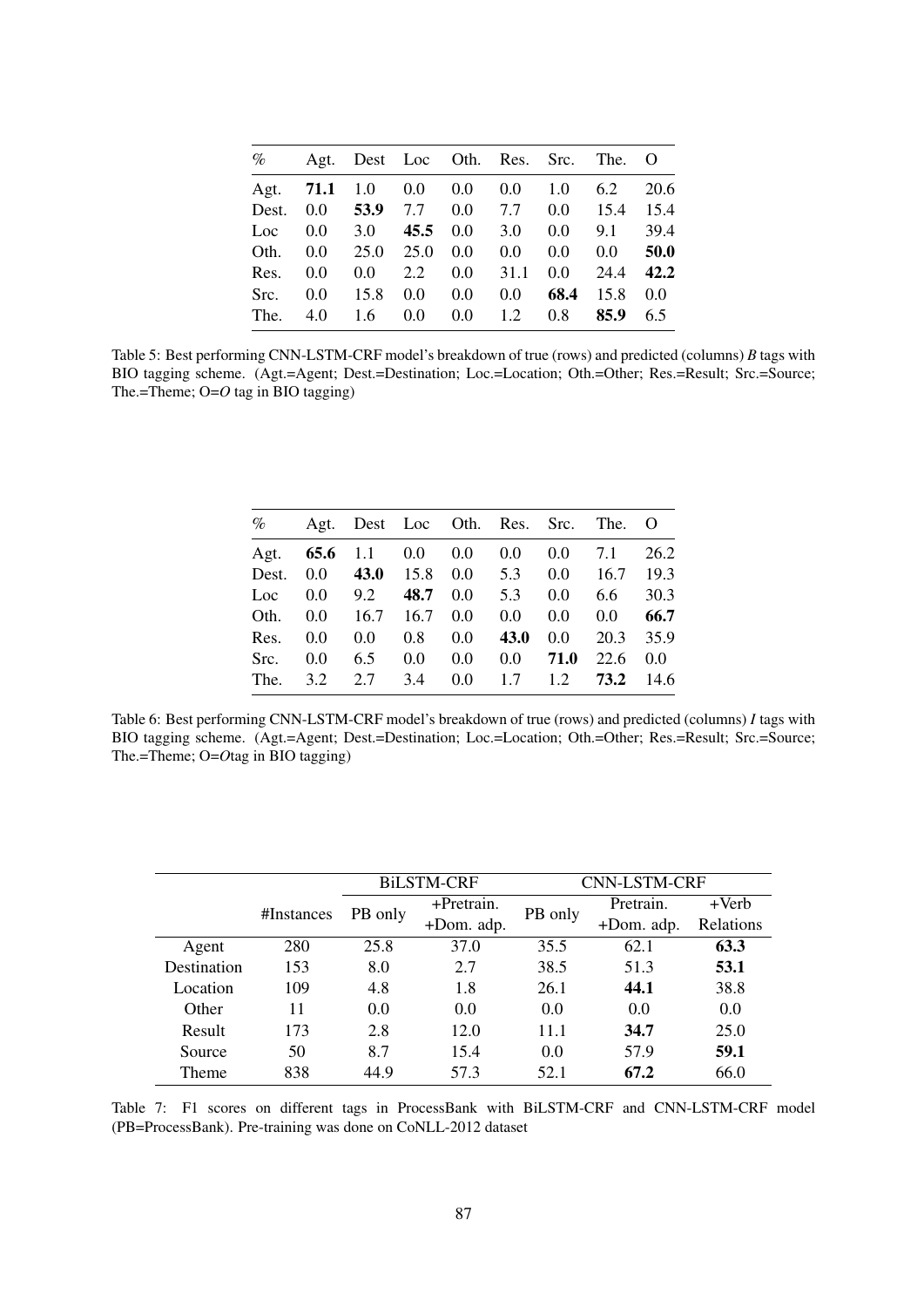| % | Agt. | Dest | Loc | Oth. | Res. | Src. | The. | O |
|---|---|---|---|---|---|---|---|---|
| Agt. | **71.1** | 1.0 | 0.0 | 0.0 | 0.0 | 1.0 | 6.2 | 20.6 |
| Dest. | 0.0 | **53.9** | 7.7 | 0.0 | 7.7 | 0.0 | 15.4 | 15.4 |
| Loc | 0.0 | 3.0 | **45.5** | 0.0 | 3.0 | 0.0 | 9.1 | 39.4 |
| Oth. | 0.0 | 25.0 | 25.0 | 0.0 | 0.0 | 0.0 | 0.0 | **50.0** |
| Res. | 0.0 | 0.0 | 2.2 | 0.0 | 31.1 | 0.0 | 24.4 | **42.2** |
| Src. | 0.0 | 15.8 | 0.0 | 0.0 | 0.0 | **68.4** | 15.8 | 0.0 |
| The. | 4.0 | 1.6 | 0.0 | 0.0 | 1.2 | 0.8 | **85.9** | 6.5 |

Table 5: Best performing CNN-LSTM-CRF model's breakdown of true (rows) and predicted (columns) *B* tags with BIO tagging scheme. (Agt.=Agent; Dest.=Destination; Loc.=Location; Oth.=Other; Res.=Result; Src.=Source; The.=Theme; O=*O* tag in BIO tagging)

| % | Agt. | Dest | Loc | Oth. | Res. | Src. | The. | O |
|---|---|---|---|---|---|---|---|---|
| Agt. | **65.6** | 1.1 | 0.0 | 0.0 | 0.0 | 0.0 | 7.1 | 26.2 |
| Dest. | 0.0 | **43.0** | 15.8 | 0.0 | 5.3 | 0.0 | 16.7 | 19.3 |
| Loc | 0.0 | 9.2 | **48.7** | 0.0 | 5.3 | 0.0 | 6.6 | 30.3 |
| Oth. | 0.0 | 16.7 | 16.7 | 0.0 | 0.0 | 0.0 | 0.0 | **66.7** |
| Res. | 0.0 | 0.0 | 0.8 | 0.0 | **43.0** | 0.0 | 20.3 | 35.9 |
| Src. | 0.0 | 6.5 | 0.0 | 0.0 | 0.0 | **71.0** | 22.6 | 0.0 |
| The. | 3.2 | 2.7 | 3.4 | 0.0 | 1.7 | 1.2 | **73.2** | 14.6 |

Table 6: Best performing CNN-LSTM-CRF model's breakdown of true (rows) and predicted (columns) *I* tags with BIO tagging scheme. (Agt.=Agent; Dest.=Destination; Loc.=Location; Oth.=Other; Res.=Result; Src.=Source; The.=Theme; O=*O*tag in BIO tagging)

| | | BiLSTM-CRF | | CNN-LSTM-CRF | | |
|---|---|---|---|---|---|---|
| | #Instances | PB only | +Pretrain. +Dom. adp. | PB only | Pretrain. +Dom. adp. | +Verb Relations |
| Agent | 280 | 25.8 | 37.0 | 35.5 | 62.1 | **63.3** |
| Destination | 153 | 8.0 | 2.7 | 38.5 | 51.3 | **53.1** |
| Location | 109 | 4.8 | 1.8 | 26.1 | **44.1** | 38.8 |
| Other | 11 | 0.0 | 0.0 | 0.0 | 0.0 | 0.0 |
| Result | 173 | 2.8 | 12.0 | 11.1 | **34.7** | 25.0 |
| Source | 50 | 8.7 | 15.4 | 0.0 | 57.9 | **59.1** |
| Theme | 838 | 44.9 | 57.3 | 52.1 | **67.2** | 66.0 |

Table 7: F1 scores on different tags in ProcessBank with BiLSTM-CRF and CNN-LSTM-CRF model (PB=ProcessBank). Pre-training was done on CoNLL-2012 dataset